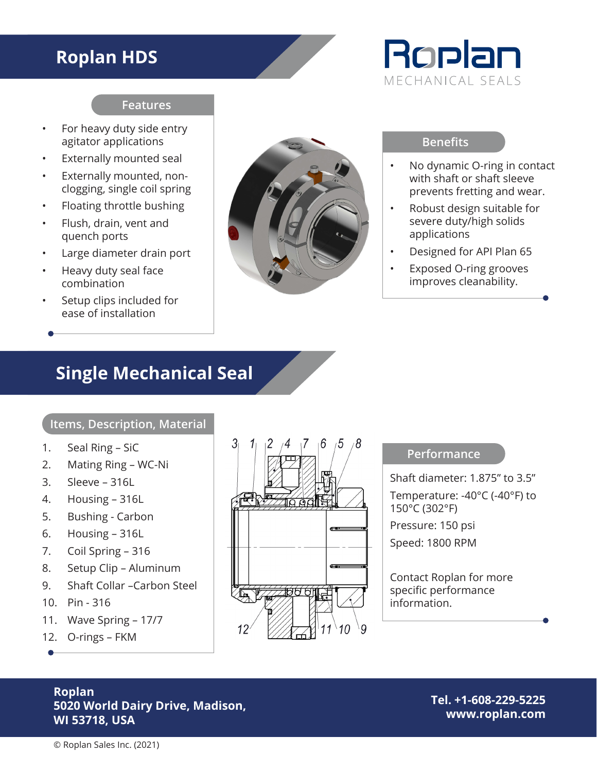# Roplan HDS

Roplan
MECHANICAL SEALS

## Features

- For heavy duty side entry agitator applications
- Externally mounted seal
- Externally mounted, non-clogging, single coil spring
- Floating throttle bushing
- Flush, drain, vent and quench ports
- Large diameter drain port
- Heavy duty seal face combination
- Setup clips included for ease of installation

## Benefits

- No dynamic O-ring in contact with shaft or shaft sleeve prevents fretting and wear.
- Robust design suitable for severe duty/high solids applications
- Designed for API Plan 65
- Exposed O-ring grooves improves cleanability.

# Single Mechanical Seal

## Items, Description, Material

1. Seal Ring – SiC
2. Mating Ring – WC-Ni
3. Sleeve – 316L
4. Housing – 316L
5. Bushing - Carbon
6. Housing – 316L
7. Coil Spring – 316
8. Setup Clip – Aluminum
9. Shaft Collar –Carbon Steel
10. Pin - 316
11. Wave Spring – 17/7
12. O-rings – FKM

## Performance

Shaft diameter: 1.875" to 3.5"

Temperature: -40°C (-40°F) to 150°C (302°F)

Pressure: 150 psi

Speed: 1800 RPM

Contact Roplan for more specific performance information.

**Roplan**
**5020 World Dairy Drive, Madison, WI 53718, USA**

**Tel. +1-608-229-5225**
**www.roplan.com**

© Roplan Sales Inc. (2021)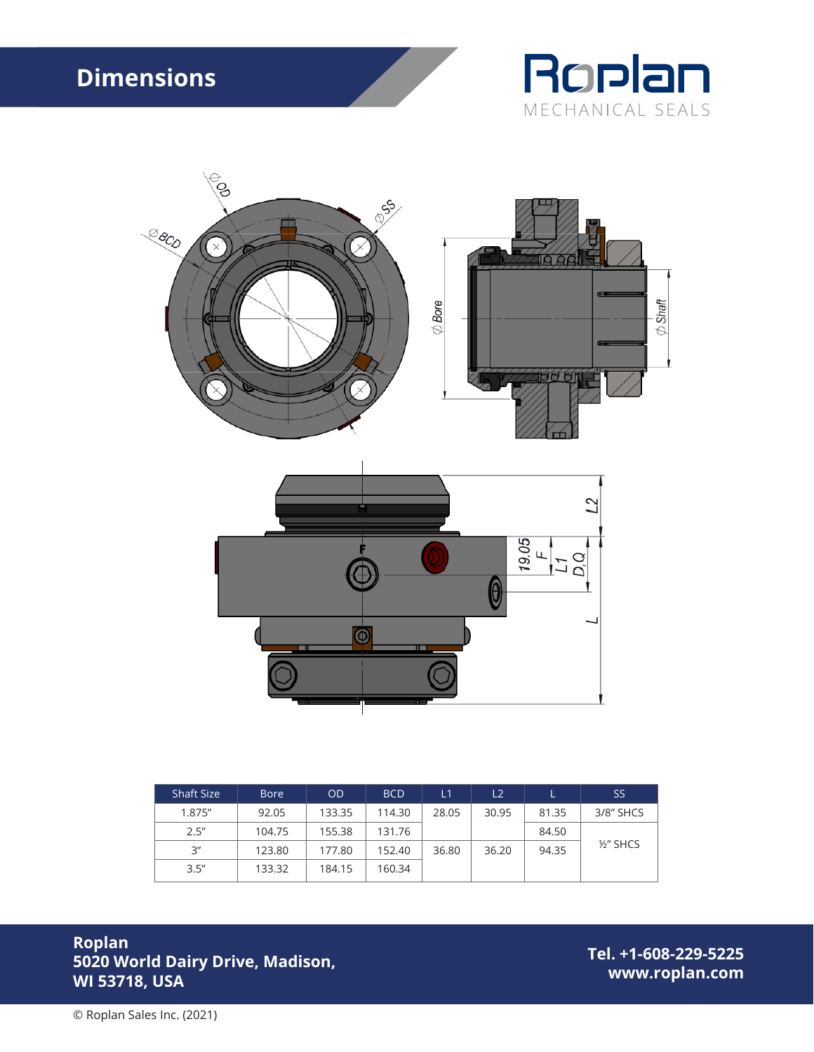## Dimensions

| Shaft Size | Bore | OD | BCD | L1 | L2 | L | SS |
|---|---|---|---|---|---|---|---|
| 1.875″ | 92.05 | 133.35 | 114.30 | 28.05 | 30.95 | 81.35 | 3/8″ SHCS |
| 2.5″ | 104.75 | 155.38 | 131.76 | 36.80 | 36.20 | 84.50 | ½″ SHCS |
| 3″ | 123.80 | 177.80 | 152.40 | 36.80 | 36.20 | 94.35 | ½″ SHCS |
| 3.5″ | 133.32 | 184.15 | 160.34 | 36.80 | 36.20 | 94.35 | ½″ SHCS |